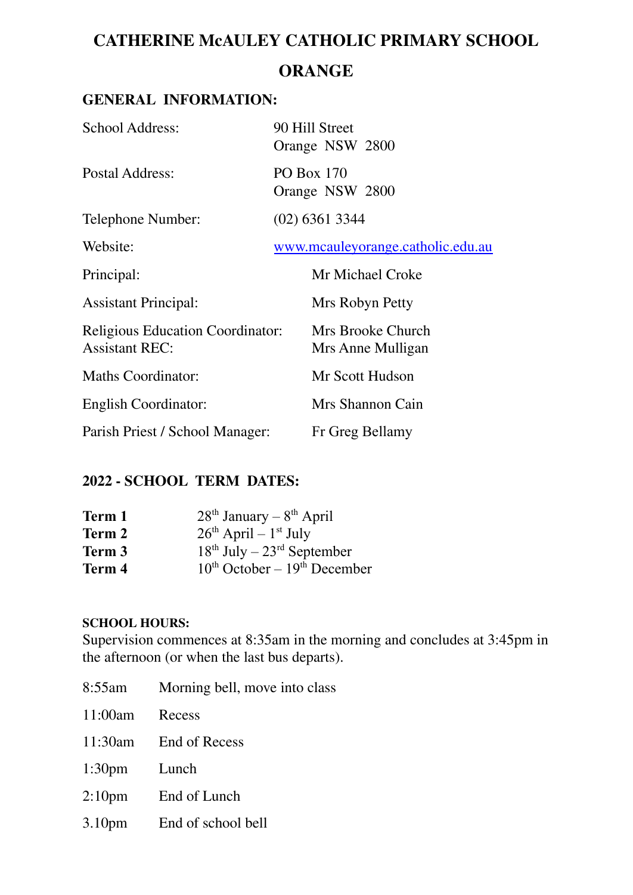# CATHERINE McAULEY CATHOLIC PRIMARY SCHOOL

# ORANGE

## GENERAL INFORMATION:

| | |
|---|---|
| School Address: | 90 Hill Street<br>Orange NSW 2800 |
| Postal Address: | PO Box 170<br>Orange NSW 2800 |
| Telephone Number: | (02) 6361 3344 |
| Website: | [www.mcauleyorange.catholic.edu.au](http://www.mcauleyorange.catholic.edu.au) |
| Principal: | Mr Michael Croke |
| Assistant Principal: | Mrs Robyn Petty |
| Religious Education Coordinator:<br>Assistant REC: | Mrs Brooke Church<br>Mrs Anne Mulligan |
| Maths Coordinator: | Mr Scott Hudson |
| English Coordinator: | Mrs Shannon Cain |
| Parish Priest / School Manager: | Fr Greg Bellamy |

## 2022 - SCHOOL TERM DATES:

| | |
|---|---|
| **Term 1** | 28th January – 8th April |
| **Term 2** | 26th April – 1st July |
| **Term 3** | 18th July – 23rd September |
| **Term 4** | 10th October – 19th December |

### SCHOOL HOURS:

Supervision commences at 8:35am in the morning and concludes at 3:45pm in the afternoon (or when the last bus departs).

| | |
|---|---|
| 8:55am | Morning bell, move into class |
| 11:00am | Recess |
| 11:30am | End of Recess |
| 1:30pm | Lunch |
| 2:10pm | End of Lunch |
| 3.10pm | End of school bell |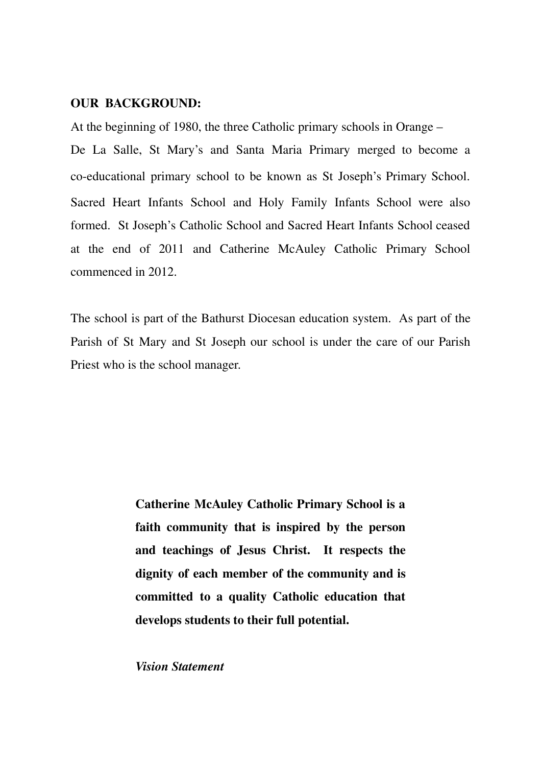**OUR BACKGROUND:**

At the beginning of 1980, the three Catholic primary schools in Orange – De La Salle, St Mary's and Santa Maria Primary merged to become a co-educational primary school to be known as St Joseph's Primary School. Sacred Heart Infants School and Holy Family Infants School were also formed. St Joseph's Catholic School and Sacred Heart Infants School ceased at the end of 2011 and Catherine McAuley Catholic Primary School commenced in 2012.

The school is part of the Bathurst Diocesan education system. As part of the Parish of St Mary and St Joseph our school is under the care of our Parish Priest who is the school manager.

**Catherine McAuley Catholic Primary School is a faith community that is inspired by the person and teachings of Jesus Christ. It respects the dignity of each member of the community and is committed to a quality Catholic education that develops students to their full potential.**

***Vision Statement***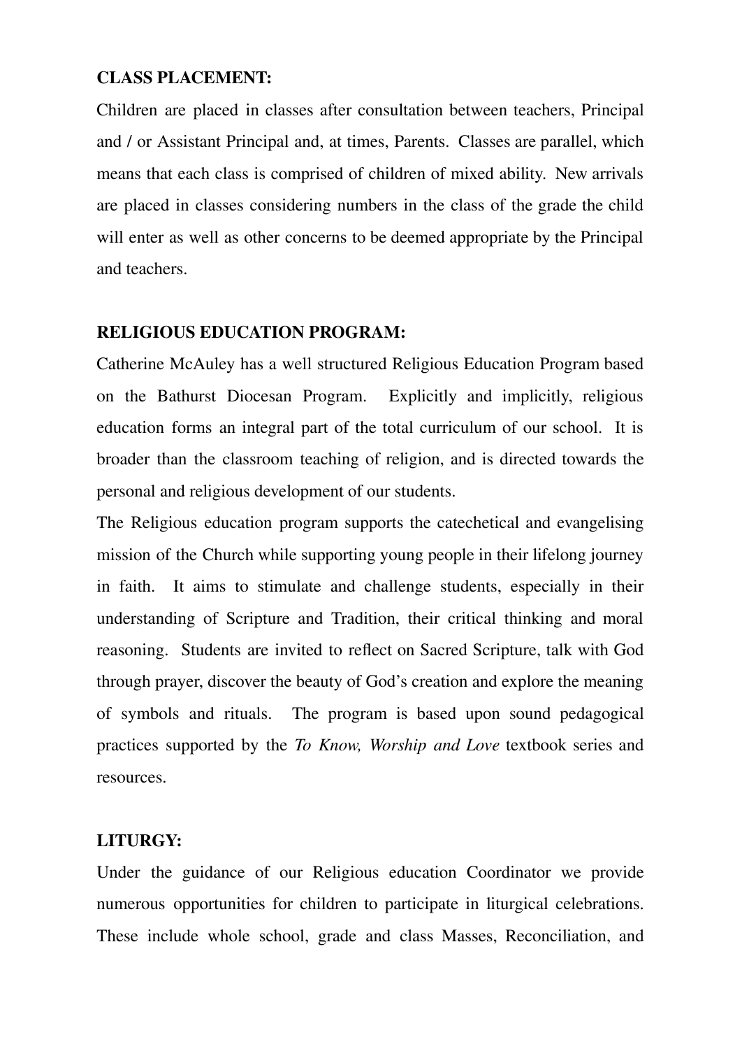**CLASS PLACEMENT:**

Children are placed in classes after consultation between teachers, Principal and / or Assistant Principal and, at times, Parents. Classes are parallel, which means that each class is comprised of children of mixed ability. New arrivals are placed in classes considering numbers in the class of the grade the child will enter as well as other concerns to be deemed appropriate by the Principal and teachers.

**RELIGIOUS EDUCATION PROGRAM:**

Catherine McAuley has a well structured Religious Education Program based on the Bathurst Diocesan Program. Explicitly and implicitly, religious education forms an integral part of the total curriculum of our school. It is broader than the classroom teaching of religion, and is directed towards the personal and religious development of our students.

The Religious education program supports the catechetical and evangelising mission of the Church while supporting young people in their lifelong journey in faith. It aims to stimulate and challenge students, especially in their understanding of Scripture and Tradition, their critical thinking and moral reasoning. Students are invited to reflect on Sacred Scripture, talk with God through prayer, discover the beauty of God's creation and explore the meaning of symbols and rituals. The program is based upon sound pedagogical practices supported by the *To Know, Worship and Love* textbook series and resources.

**LITURGY:**

Under the guidance of our Religious education Coordinator we provide numerous opportunities for children to participate in liturgical celebrations. These include whole school, grade and class Masses, Reconciliation, and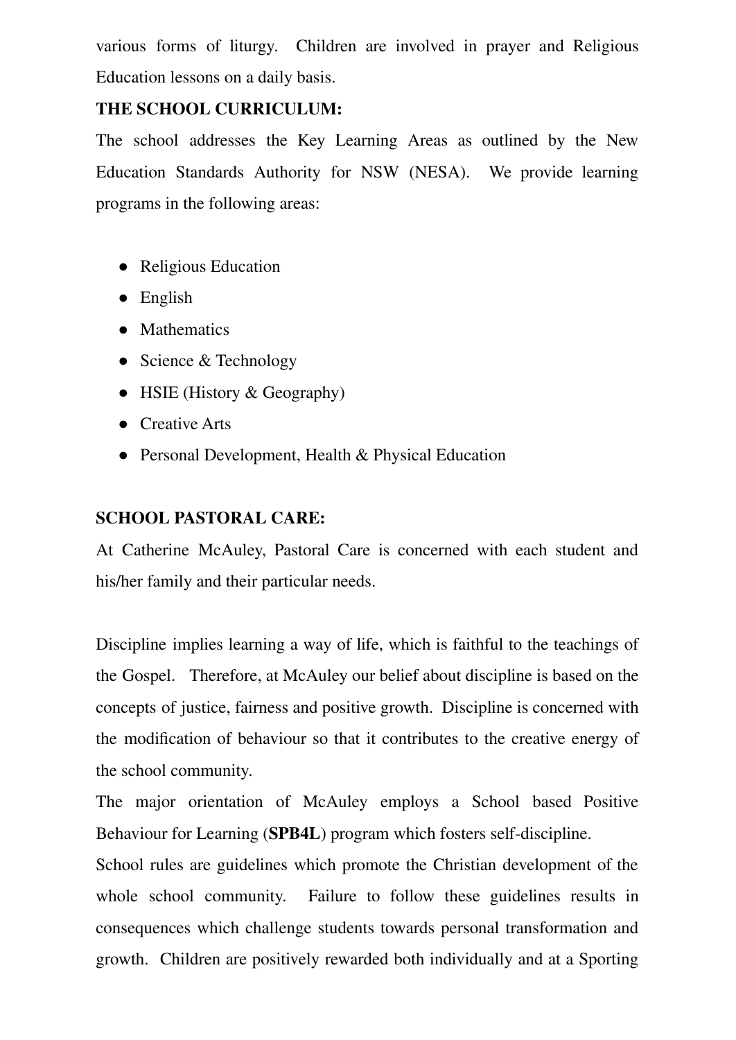various forms of liturgy. Children are involved in prayer and Religious Education lessons on a daily basis.

**THE SCHOOL CURRICULUM:**

The school addresses the Key Learning Areas as outlined by the New Education Standards Authority for NSW (NESA). We provide learning programs in the following areas:

- Religious Education
- English
- Mathematics
- Science & Technology
- HSIE (History & Geography)
- Creative Arts
- Personal Development, Health & Physical Education

**SCHOOL PASTORAL CARE:**

At Catherine McAuley, Pastoral Care is concerned with each student and his/her family and their particular needs.

Discipline implies learning a way of life, which is faithful to the teachings of the Gospel. Therefore, at McAuley our belief about discipline is based on the concepts of justice, fairness and positive growth. Discipline is concerned with the modification of behaviour so that it contributes to the creative energy of the school community.

The major orientation of McAuley employs a School based Positive Behaviour for Learning (**SPB4L**) program which fosters self-discipline.

School rules are guidelines which promote the Christian development of the whole school community. Failure to follow these guidelines results in consequences which challenge students towards personal transformation and growth. Children are positively rewarded both individually and at a Sporting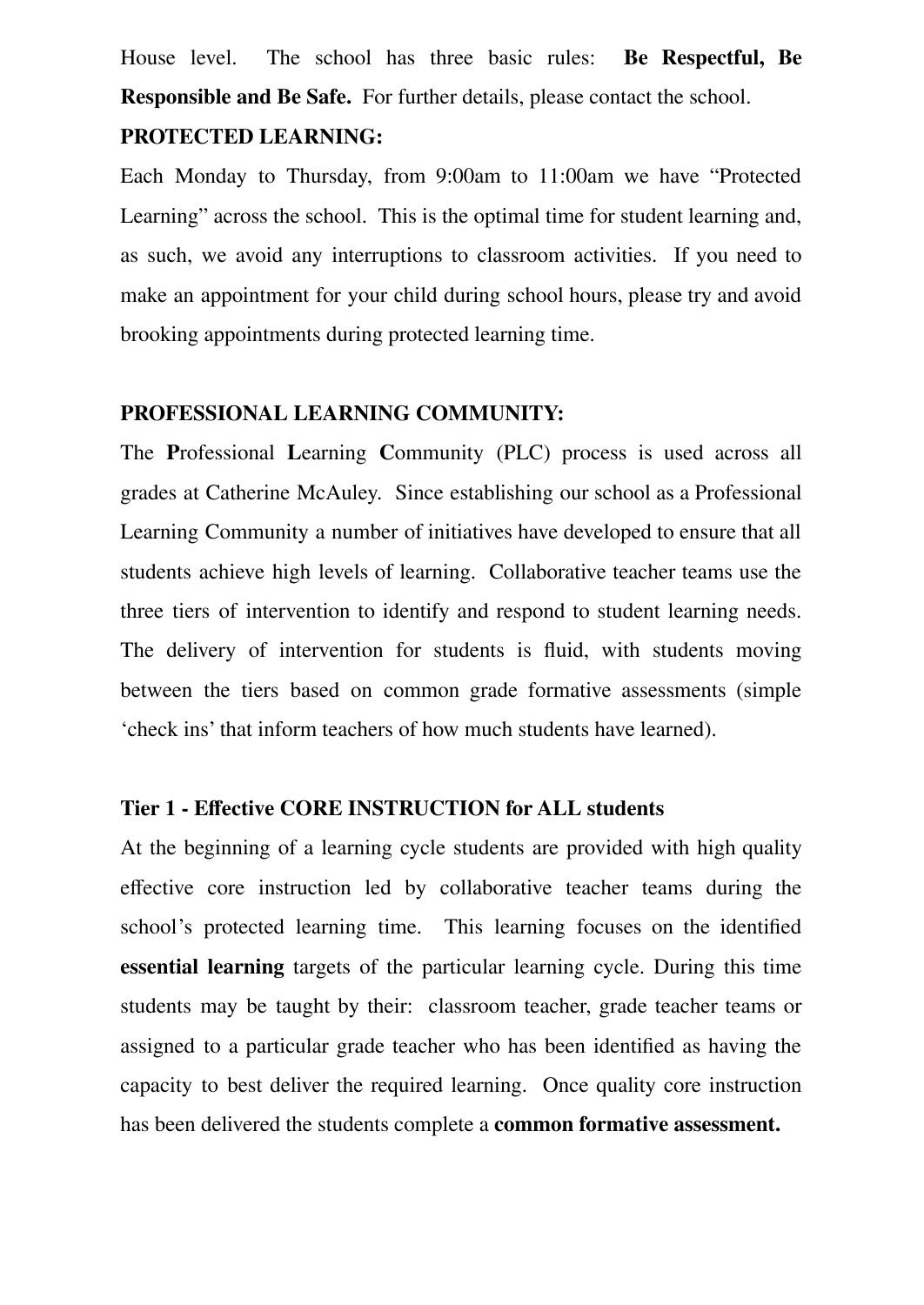House level. The school has three basic rules: **Be Respectful, Be Responsible and Be Safe.** For further details, please contact the school.

**PROTECTED LEARNING:**

Each Monday to Thursday, from 9:00am to 11:00am we have "Protected Learning" across the school. This is the optimal time for student learning and, as such, we avoid any interruptions to classroom activities. If you need to make an appointment for your child during school hours, please try and avoid brooking appointments during protected learning time.

**PROFESSIONAL LEARNING COMMUNITY:**

The **P**rofessional **L**earning **C**ommunity (PLC) process is used across all grades at Catherine McAuley. Since establishing our school as a Professional Learning Community a number of initiatives have developed to ensure that all students achieve high levels of learning. Collaborative teacher teams use the three tiers of intervention to identify and respond to student learning needs. The delivery of intervention for students is fluid, with students moving between the tiers based on common grade formative assessments (simple 'check ins' that inform teachers of how much students have learned).

**Tier 1 - Effective CORE INSTRUCTION for ALL students**

At the beginning of a learning cycle students are provided with high quality effective core instruction led by collaborative teacher teams during the school's protected learning time. This learning focuses on the identified **essential learning** targets of the particular learning cycle. During this time students may be taught by their: classroom teacher, grade teacher teams or assigned to a particular grade teacher who has been identified as having the capacity to best deliver the required learning. Once quality core instruction has been delivered the students complete a **common formative assessment.**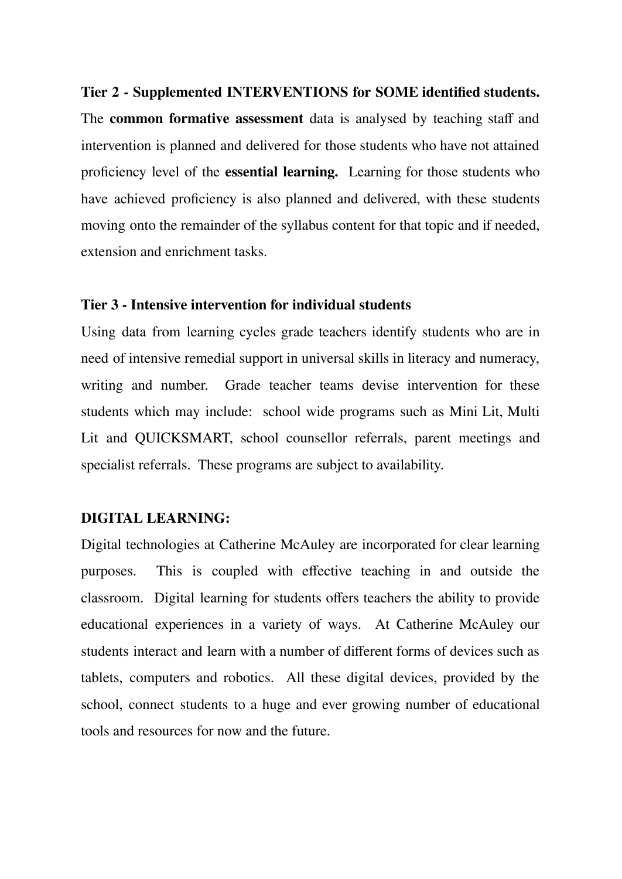**Tier 2 - Supplemented INTERVENTIONS for SOME identified students.**

The **common formative assessment** data is analysed by teaching staff and intervention is planned and delivered for those students who have not attained proficiency level of the **essential learning.** Learning for those students who have achieved proficiency is also planned and delivered, with these students moving onto the remainder of the syllabus content for that topic and if needed, extension and enrichment tasks.

**Tier 3 - Intensive intervention for individual students**

Using data from learning cycles grade teachers identify students who are in need of intensive remedial support in universal skills in literacy and numeracy, writing and number. Grade teacher teams devise intervention for these students which may include: school wide programs such as Mini Lit, Multi Lit and QUICKSMART, school counsellor referrals, parent meetings and specialist referrals. These programs are subject to availability.

**DIGITAL LEARNING:**

Digital technologies at Catherine McAuley are incorporated for clear learning purposes. This is coupled with effective teaching in and outside the classroom. Digital learning for students offers teachers the ability to provide educational experiences in a variety of ways. At Catherine McAuley our students interact and learn with a number of different forms of devices such as tablets, computers and robotics. All these digital devices, provided by the school, connect students to a huge and ever growing number of educational tools and resources for now and the future.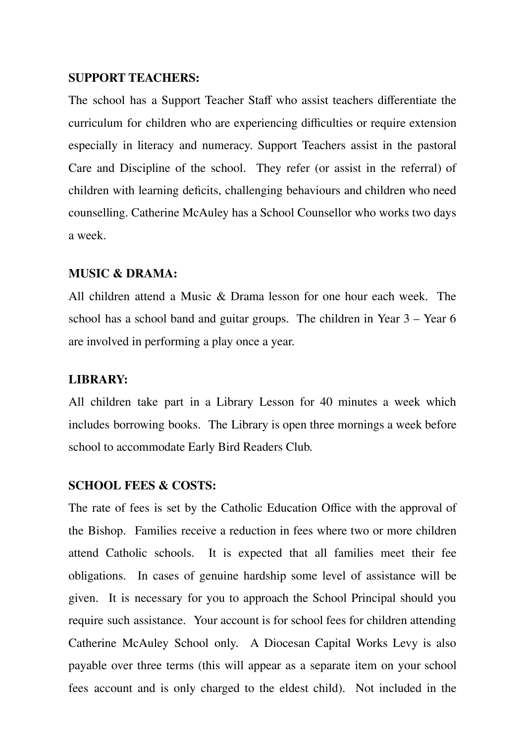**SUPPORT TEACHERS:**

The school has a Support Teacher Staff who assist teachers differentiate the curriculum for children who are experiencing difficulties or require extension especially in literacy and numeracy. Support Teachers assist in the pastoral Care and Discipline of the school. They refer (or assist in the referral) of children with learning deficits, challenging behaviours and children who need counselling. Catherine McAuley has a School Counsellor who works two days a week.

**MUSIC & DRAMA:**

All children attend a Music & Drama lesson for one hour each week. The school has a school band and guitar groups. The children in Year 3 – Year 6 are involved in performing a play once a year.

**LIBRARY:**

All children take part in a Library Lesson for 40 minutes a week which includes borrowing books. The Library is open three mornings a week before school to accommodate Early Bird Readers Club.

**SCHOOL FEES & COSTS:**

The rate of fees is set by the Catholic Education Office with the approval of the Bishop. Families receive a reduction in fees where two or more children attend Catholic schools. It is expected that all families meet their fee obligations. In cases of genuine hardship some level of assistance will be given. It is necessary for you to approach the School Principal should you require such assistance. Your account is for school fees for children attending Catherine McAuley School only. A Diocesan Capital Works Levy is also payable over three terms (this will appear as a separate item on your school fees account and is only charged to the eldest child). Not included in the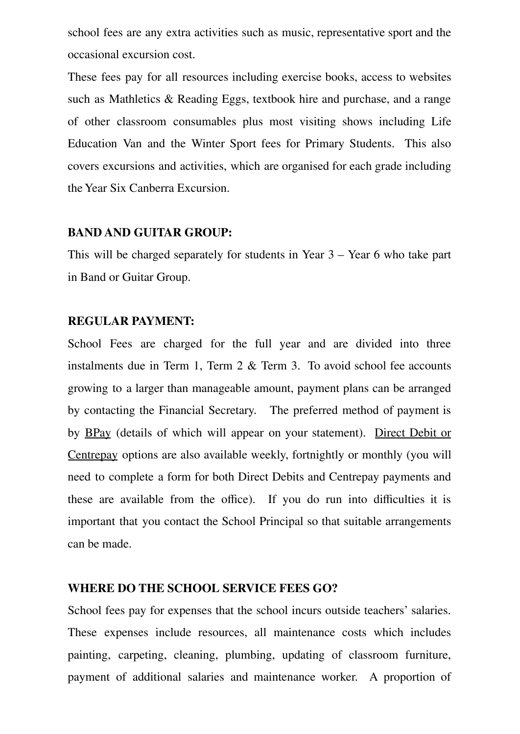school fees are any extra activities such as music, representative sport and the occasional excursion cost.

These fees pay for all resources including exercise books, access to websites such as Mathletics & Reading Eggs, textbook hire and purchase, and a range of other classroom consumables plus most visiting shows including Life Education Van and the Winter Sport fees for Primary Students.  This also covers excursions and activities, which are organised for each grade including the Year Six Canberra Excursion.

**BAND AND GUITAR GROUP:**

This will be charged separately for students in Year 3 – Year 6 who take part in Band or Guitar Group.

**REGULAR PAYMENT:**

School Fees are charged for the full year and are divided into three instalments due in Term 1, Term 2 & Term 3.  To avoid school fee accounts growing to a larger than manageable amount, payment plans can be arranged by contacting the Financial Secretary.   The preferred method of payment is by BPay (details of which will appear on your statement).  Direct Debit or Centrepay options are also available weekly, fortnightly or monthly (you will need to complete a form for both Direct Debits and Centrepay payments and these are available from the office).  If you do run into difficulties it is important that you contact the School Principal so that suitable arrangements can be made.

**WHERE DO THE SCHOOL SERVICE FEES GO?**

School fees pay for expenses that the school incurs outside teachers' salaries. These expenses include resources, all maintenance costs which includes painting, carpeting, cleaning, plumbing, updating of classroom furniture, payment of additional salaries and maintenance worker.  A proportion of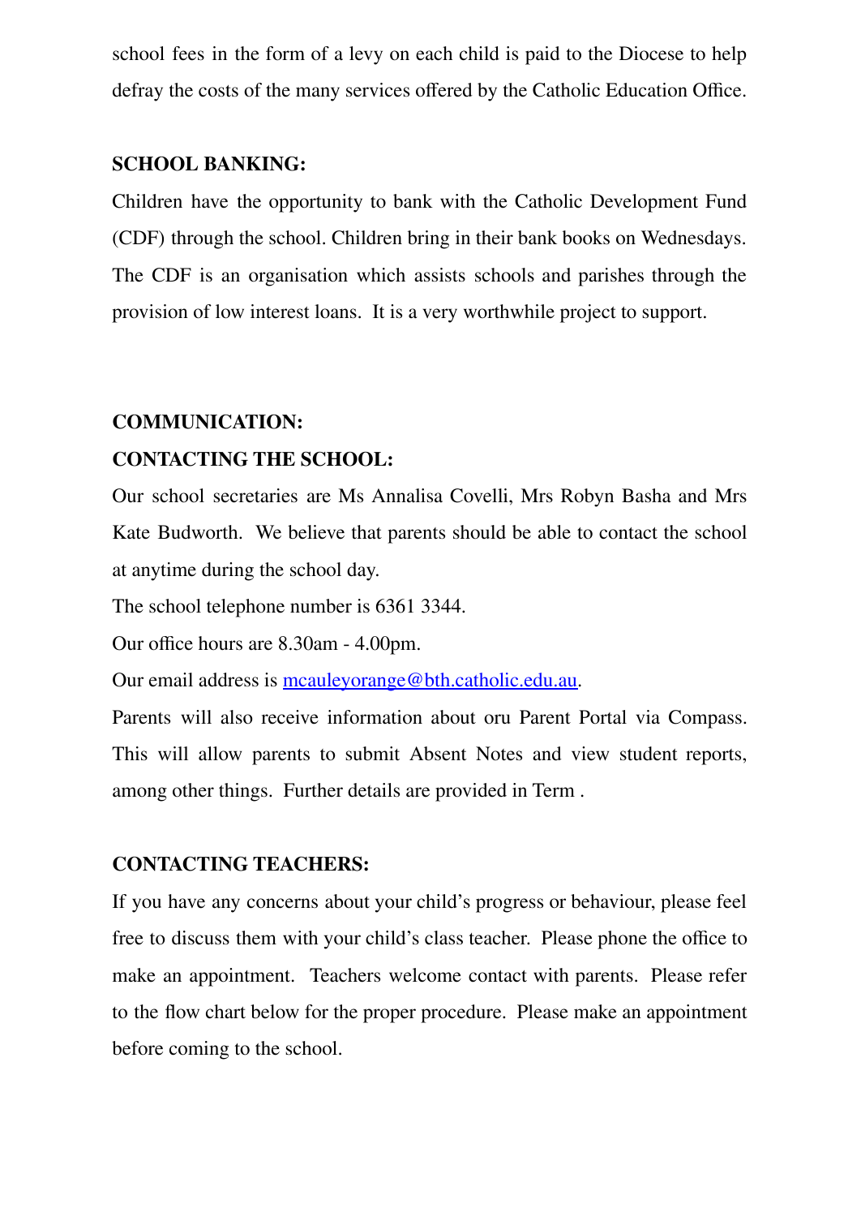school fees in the form of a levy on each child is paid to the Diocese to help defray the costs of the many services offered by the Catholic Education Office.

**SCHOOL BANKING:**

Children have the opportunity to bank with the Catholic Development Fund (CDF) through the school. Children bring in their bank books on Wednesdays. The CDF is an organisation which assists schools and parishes through the provision of low interest loans. It is a very worthwhile project to support.

**COMMUNICATION:**

**CONTACTING THE SCHOOL:**

Our school secretaries are Ms Annalisa Covelli, Mrs Robyn Basha and Mrs Kate Budworth. We believe that parents should be able to contact the school at anytime during the school day.

The school telephone number is 6361 3344.

Our office hours are 8.30am - 4.00pm.

Our email address is [mcauleyorange@bth.catholic.edu.au](mailto:mcauleyorange@bth.catholic.edu.au).

Parents will also receive information about oru Parent Portal via Compass. This will allow parents to submit Absent Notes and view student reports, among other things. Further details are provided in Term .

**CONTACTING TEACHERS:**

If you have any concerns about your child's progress or behaviour, please feel free to discuss them with your child's class teacher. Please phone the office to make an appointment. Teachers welcome contact with parents. Please refer to the flow chart below for the proper procedure. Please make an appointment before coming to the school.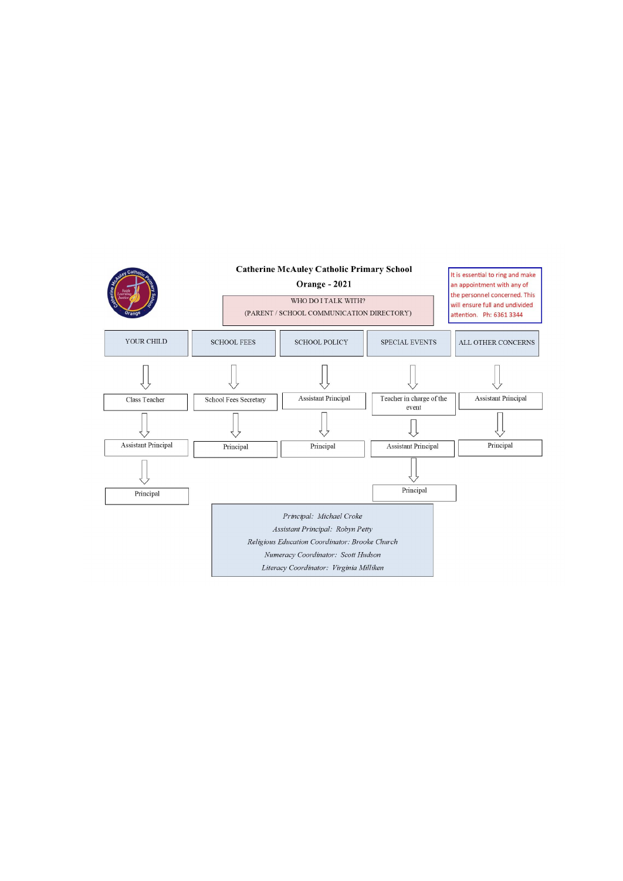# Catherine McAuley Catholic Primary School

## Orange - 2021

WHO DO I TALK WITH?

(PARENT / SCHOOL COMMUNICATION DIRECTORY)

It is essential to ring and make an appointment with any of the personnel concerned. This will ensure full and undivided attention. Ph: 6361 3344

| YOUR CHILD | SCHOOL FEES | SCHOOL POLICY | SPECIAL EVENTS | ALL OTHER CONCERNS |
|---|---|---|---|---|
| ↓ | ↓ | ↓ | ↓ | ↓ |
| Class Teacher | School Fees Secretary | Assistant Principal | Teacher in charge of the event | Assistant Principal |
| ↓ | ↓ | ↓ | ↓ | ↓ |
| Assistant Principal | Principal | Principal | Assistant Principal | Principal |
| ↓ | | | ↓ | |
| Principal | | | Principal | |

*Principal: Michael Croke*

*Assistant Principal: Robyn Petty*

*Religious Education Coordinator: Brooke Church*

*Numeracy Coordinator: Scott Hudson*

*Literacy Coordinator: Virginia Milliken*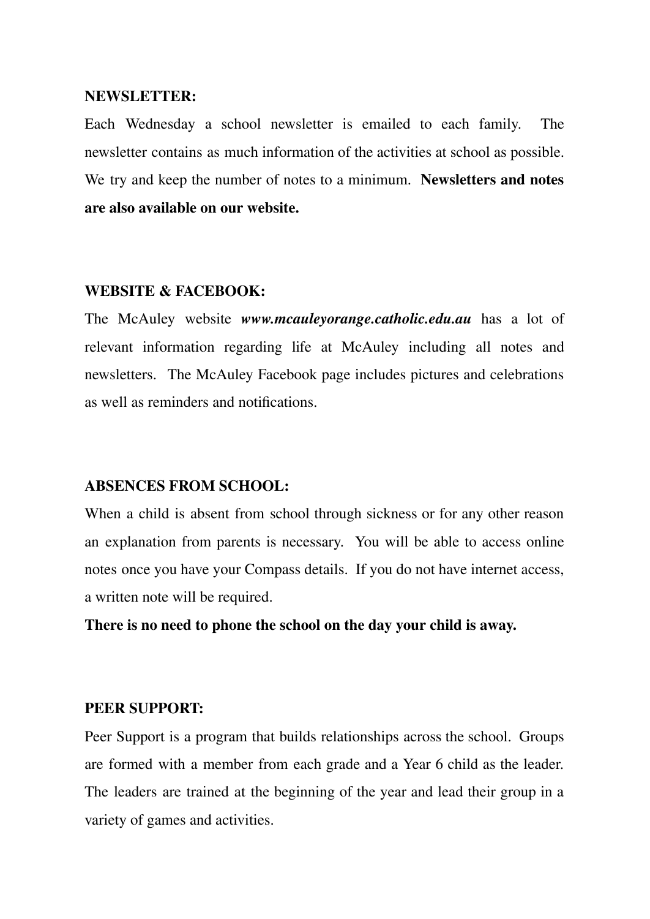**NEWSLETTER:**

Each Wednesday a school newsletter is emailed to each family. The newsletter contains as much information of the activities at school as possible. We try and keep the number of notes to a minimum. **Newsletters and notes are also available on our website.**

**WEBSITE & FACEBOOK:**

The McAuley website ***www.mcauleyorange.catholic.edu.au*** has a lot of relevant information regarding life at McAuley including all notes and newsletters. The McAuley Facebook page includes pictures and celebrations as well as reminders and notifications.

**ABSENCES FROM SCHOOL:**

When a child is absent from school through sickness or for any other reason an explanation from parents is necessary. You will be able to access online notes once you have your Compass details. If you do not have internet access, a written note will be required.

**There is no need to phone the school on the day your child is away.**

**PEER SUPPORT:**

Peer Support is a program that builds relationships across the school. Groups are formed with a member from each grade and a Year 6 child as the leader. The leaders are trained at the beginning of the year and lead their group in a variety of games and activities.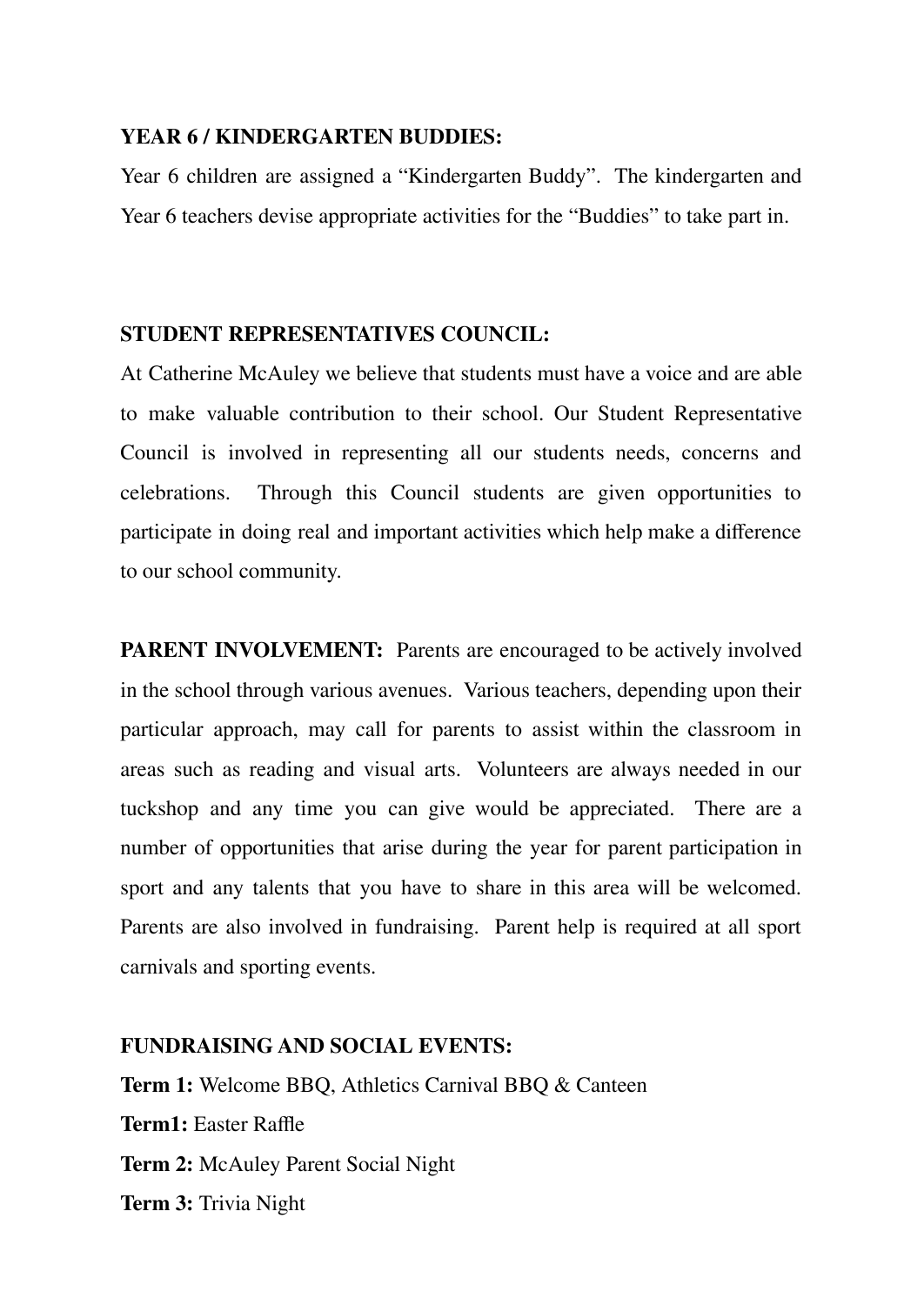**YEAR 6 / KINDERGARTEN BUDDIES:**

Year 6 children are assigned a "Kindergarten Buddy". The kindergarten and Year 6 teachers devise appropriate activities for the "Buddies" to take part in.

**STUDENT REPRESENTATIVES COUNCIL:**

At Catherine McAuley we believe that students must have a voice and are able to make valuable contribution to their school. Our Student Representative Council is involved in representing all our students needs, concerns and celebrations. Through this Council students are given opportunities to participate in doing real and important activities which help make a difference to our school community.

**PARENT INVOLVEMENT:** Parents are encouraged to be actively involved in the school through various avenues. Various teachers, depending upon their particular approach, may call for parents to assist within the classroom in areas such as reading and visual arts. Volunteers are always needed in our tuckshop and any time you can give would be appreciated. There are a number of opportunities that arise during the year for parent participation in sport and any talents that you have to share in this area will be welcomed. Parents are also involved in fundraising. Parent help is required at all sport carnivals and sporting events.

**FUNDRAISING AND SOCIAL EVENTS:**

**Term 1:** Welcome BBQ, Athletics Carnival BBQ & Canteen

**Term1:** Easter Raffle

**Term 2:** McAuley Parent Social Night

**Term 3:** Trivia Night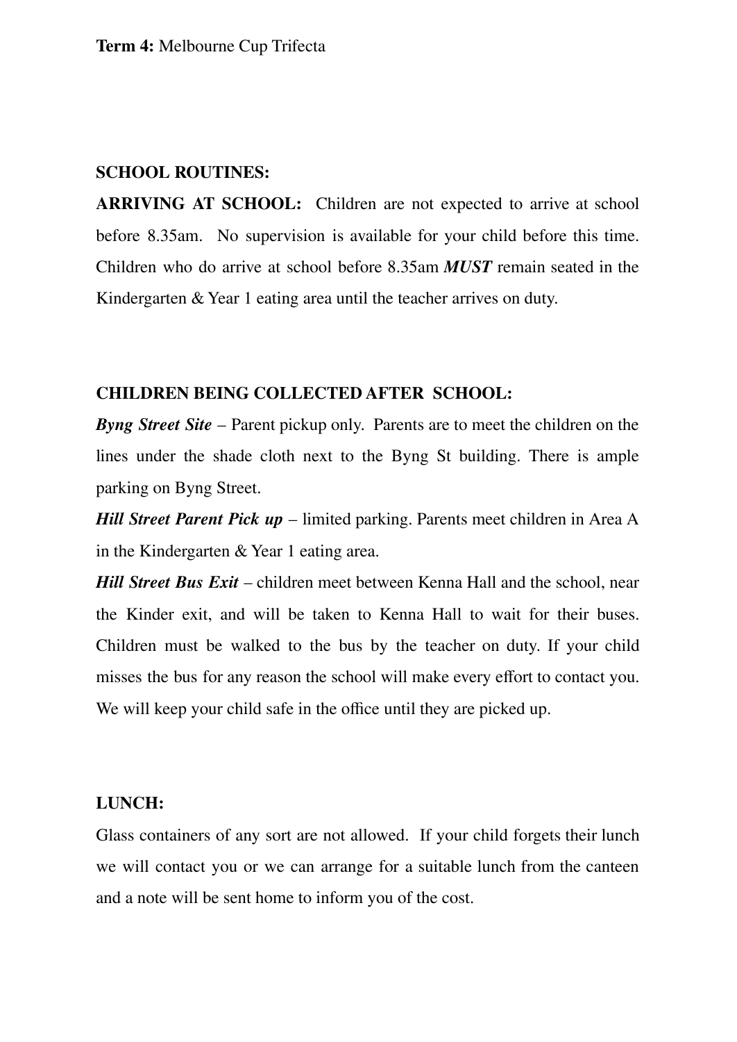**Term 4:** Melbourne Cup Trifecta

## SCHOOL ROUTINES:

**ARRIVING AT SCHOOL:** Children are not expected to arrive at school before 8.35am. No supervision is available for your child before this time. Children who do arrive at school before 8.35am ***MUST*** remain seated in the Kindergarten & Year 1 eating area until the teacher arrives on duty.

## CHILDREN BEING COLLECTED AFTER SCHOOL:

***Byng Street Site*** – Parent pickup only. Parents are to meet the children on the lines under the shade cloth next to the Byng St building. There is ample parking on Byng Street.

***Hill Street Parent Pick up*** – limited parking. Parents meet children in Area A in the Kindergarten & Year 1 eating area.

***Hill Street Bus Exit*** – children meet between Kenna Hall and the school, near the Kinder exit, and will be taken to Kenna Hall to wait for their buses. Children must be walked to the bus by the teacher on duty. If your child misses the bus for any reason the school will make every effort to contact you. We will keep your child safe in the office until they are picked up.

## LUNCH:

Glass containers of any sort are not allowed. If your child forgets their lunch we will contact you or we can arrange for a suitable lunch from the canteen and a note will be sent home to inform you of the cost.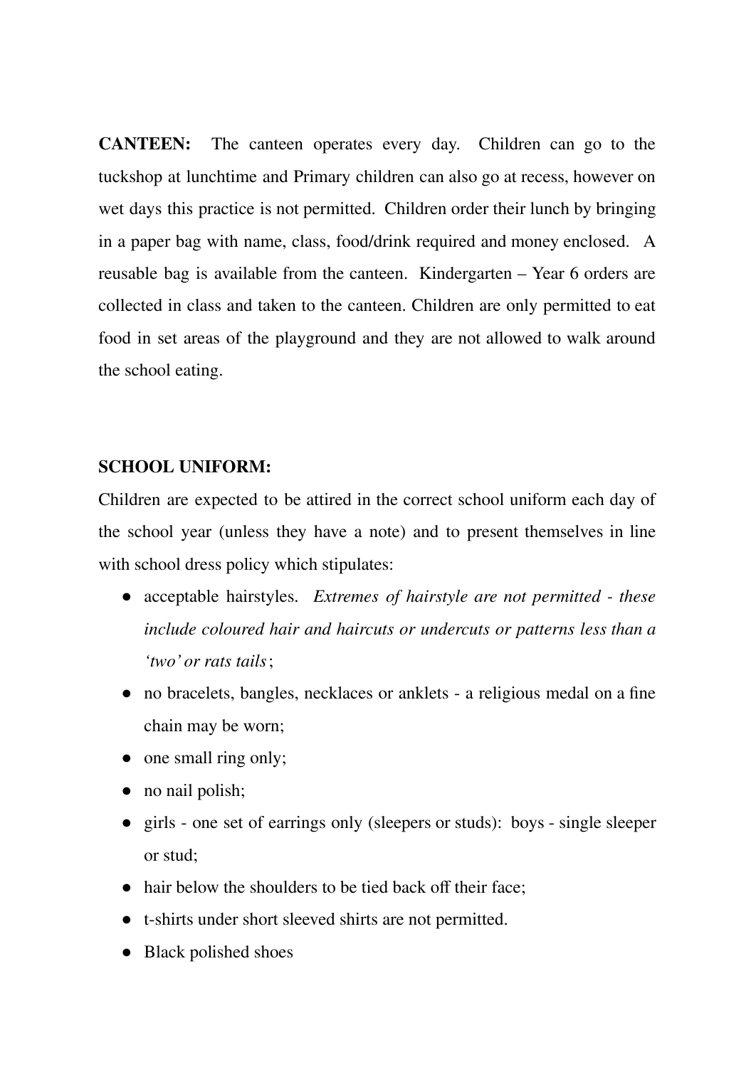**CANTEEN:** The canteen operates every day. Children can go to the tuckshop at lunchtime and Primary children can also go at recess, however on wet days this practice is not permitted. Children order their lunch by bringing in a paper bag with name, class, food/drink required and money enclosed. A reusable bag is available from the canteen. Kindergarten – Year 6 orders are collected in class and taken to the canteen. Children are only permitted to eat food in set areas of the playground and they are not allowed to walk around the school eating.

**SCHOOL UNIFORM:**

Children are expected to be attired in the correct school uniform each day of the school year (unless they have a note) and to present themselves in line with school dress policy which stipulates:

- acceptable hairstyles. *Extremes of hairstyle are not permitted - these include coloured hair and haircuts or undercuts or patterns less than a 'two' or rats tails*;
- no bracelets, bangles, necklaces or anklets - a religious medal on a fine chain may be worn;
- one small ring only;
- no nail polish;
- girls - one set of earrings only (sleepers or studs): boys - single sleeper or stud;
- hair below the shoulders to be tied back off their face;
- t-shirts under short sleeved shirts are not permitted.
- Black polished shoes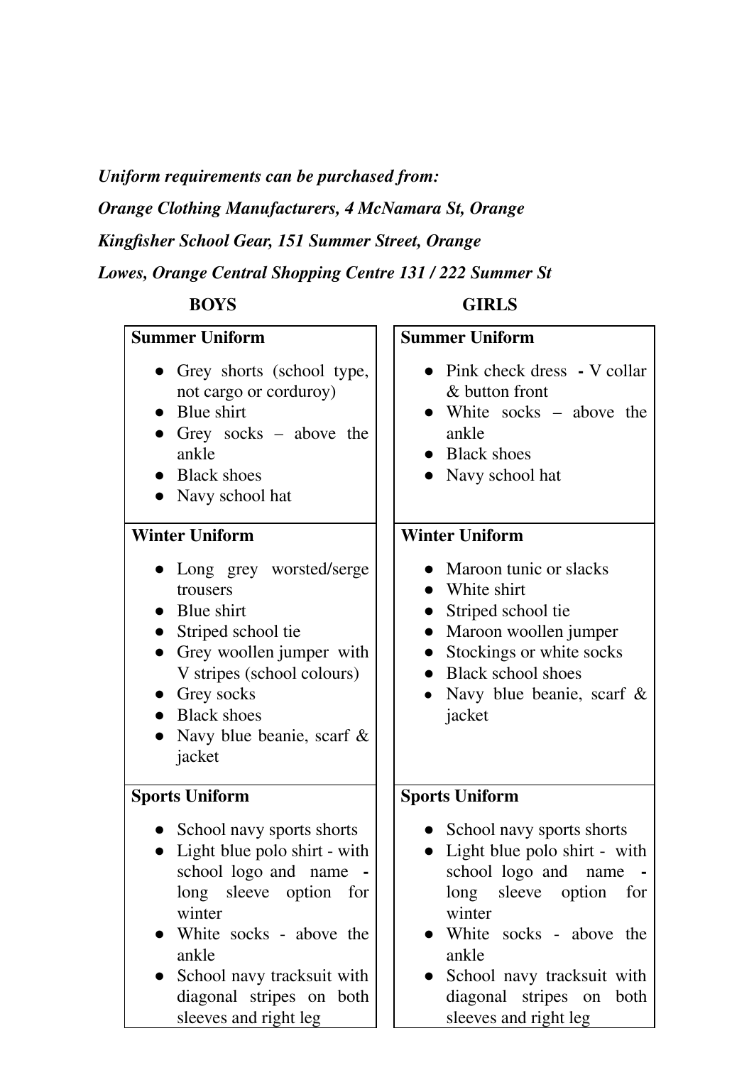*__Uniform requirements can be purchased from:__*

*__Orange Clothing Manufacturers, 4 McNamara St, Orange__*

*__Kingfisher School Gear, 151 Summer Street, Orange__*

*__Lowes, Orange Central Shopping Centre 131 / 222 Summer St__*

| **BOYS** | **GIRLS** |
| --- | --- |
| **Summer Uniform**<br>• Grey shorts (school type, not cargo or corduroy)<br>• Blue shirt<br>• Grey socks – above the ankle<br>• Black shoes<br>• Navy school hat | **Summer Uniform**<br>• Pink check dress **-** V collar & button front<br>• White socks – above the ankle<br>• Black shoes<br>• Navy school hat |
| **Winter Uniform**<br>• Long grey worsted/serge trousers<br>• Blue shirt<br>• Striped school tie<br>• Grey woollen jumper with V stripes (school colours)<br>• Grey socks<br>• Black shoes<br>• Navy blue beanie, scarf & jacket | **Winter Uniform**<br>• Maroon tunic or slacks<br>• White shirt<br>• Striped school tie<br>• Maroon woollen jumper<br>• Stockings or white socks<br>• Black school shoes<br>• Navy blue beanie, scarf & jacket |
| **Sports Uniform**<br>• School navy sports shorts<br>• Light blue polo shirt - with school logo and name **-** long sleeve option for winter<br>• White socks - above the ankle<br>• School navy tracksuit with diagonal stripes on both sleeves and right leg | **Sports Uniform**<br>• School navy sports shorts<br>• Light blue polo shirt - with school logo and name **-** long sleeve option for winter<br>• White socks - above the ankle<br>• School navy tracksuit with diagonal stripes on both sleeves and right leg |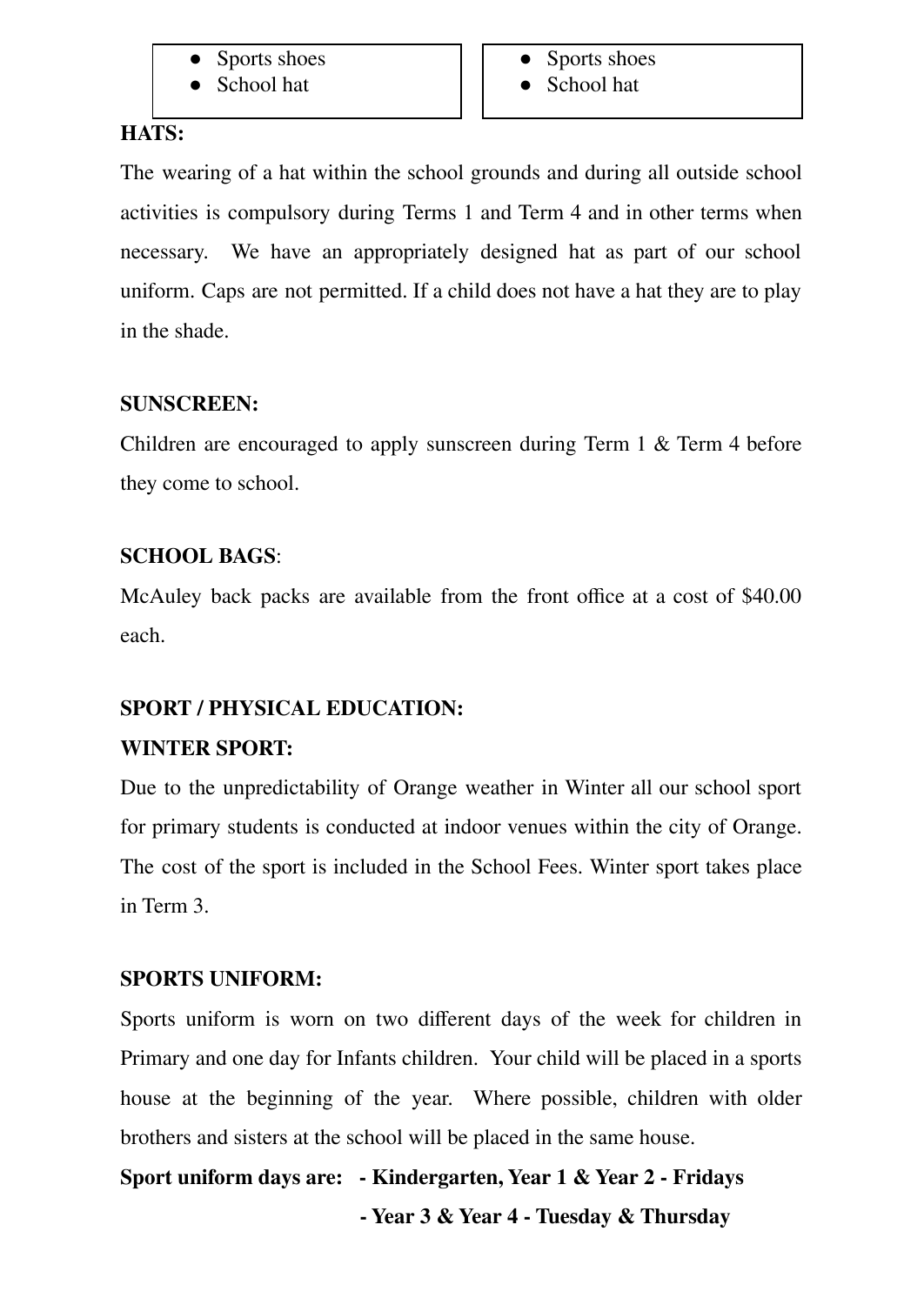| • Sports shoes<br>• School hat | • Sports shoes<br>• School hat |
|---|---|

**HATS:**

The wearing of a hat within the school grounds and during all outside school activities is compulsory during Terms 1 and Term 4 and in other terms when necessary. We have an appropriately designed hat as part of our school uniform. Caps are not permitted. If a child does not have a hat they are to play in the shade.

**SUNSCREEN:**

Children are encouraged to apply sunscreen during Term 1 & Term 4 before they come to school.

**SCHOOL BAGS**:

McAuley back packs are available from the front office at a cost of $40.00 each.

**SPORT / PHYSICAL EDUCATION:**

**WINTER SPORT:**

Due to the unpredictability of Orange weather in Winter all our school sport for primary students is conducted at indoor venues within the city of Orange. The cost of the sport is included in the School Fees. Winter sport takes place in Term 3.

**SPORTS UNIFORM:**

Sports uniform is worn on two different days of the week for children in Primary and one day for Infants children. Your child will be placed in a sports house at the beginning of the year. Where possible, children with older brothers and sisters at the school will be placed in the same house.

**Sport uniform days are: - Kindergarten, Year 1 & Year 2 - Fridays**

**- Year 3 & Year 4 - Tuesday & Thursday**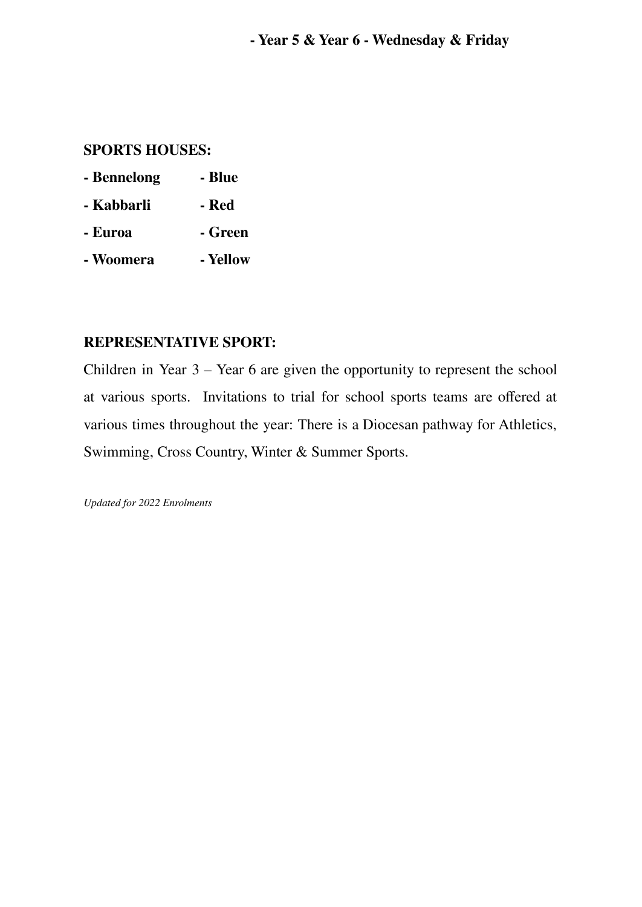**- Year 5 & Year 6 - Wednesday & Friday**

## SPORTS HOUSES:

| | |
|---|---|
| **- Bennelong** | **- Blue** |
| **- Kabbarli** | **- Red** |
| **- Euroa** | **- Green** |
| **- Woomera** | **- Yellow** |

## REPRESENTATIVE SPORT:

Children in Year 3 – Year 6 are given the opportunity to represent the school at various sports. Invitations to trial for school sports teams are offered at various times throughout the year: There is a Diocesan pathway for Athletics, Swimming, Cross Country, Winter & Summer Sports.

*Updated for 2022 Enrolments*